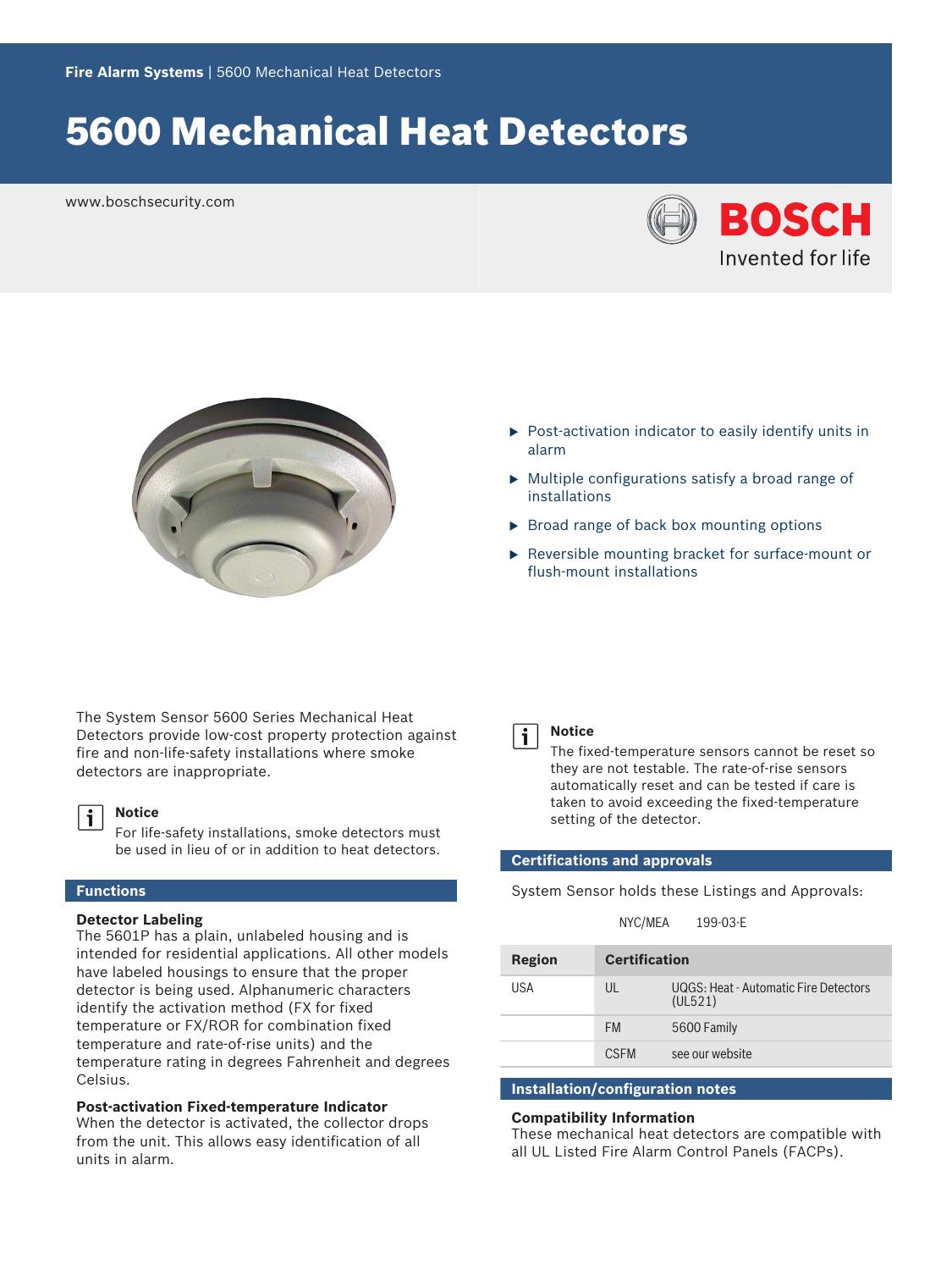**Fire Alarm Systems** | 5600 Mechanical Heat Detectors

# 5600 Mechanical Heat Detectors

www.boschsecurity.com

BOSCH
Invented for life

- Post-activation indicator to easily identify units in alarm
- Multiple configurations satisfy a broad range of installations
- Broad range of back box mounting options
- Reversible mounting bracket for surface-mount or flush-mount installations

The System Sensor 5600 Series Mechanical Heat Detectors provide low-cost property protection against fire and non-life-safety installations where smoke detectors are inappropriate.

> **Notice**
> For life-safety installations, smoke detectors must be used in lieu of or in addition to heat detectors.

## Functions

### Detector Labeling

The 5601P has a plain, unlabeled housing and is intended for residential applications. All other models have labeled housings to ensure that the proper detector is being used. Alphanumeric characters identify the activation method (FX for fixed temperature or FX/ROR for combination fixed temperature and rate-of-rise units) and the temperature rating in degrees Fahrenheit and degrees Celsius.

### Post-activation Fixed-temperature Indicator

When the detector is activated, the collector drops from the unit. This allows easy identification of all units in alarm.

> **Notice**
> The fixed-temperature sensors cannot be reset so they are not testable. The rate-of-rise sensors automatically reset and can be tested if care is taken to avoid exceeding the fixed-temperature setting of the detector.

## Certifications and approvals

System Sensor holds these Listings and Approvals:

NYC/MEA 199-03-E

| Region | Certification | |
|---|---|---|
| USA | UL | UQGS: Heat - Automatic Fire Detectors (UL521) |
| | FM | 5600 Family |
| | CSFM | see our website |

## Installation/configuration notes

### Compatibility Information

These mechanical heat detectors are compatible with all UL Listed Fire Alarm Control Panels (FACPs).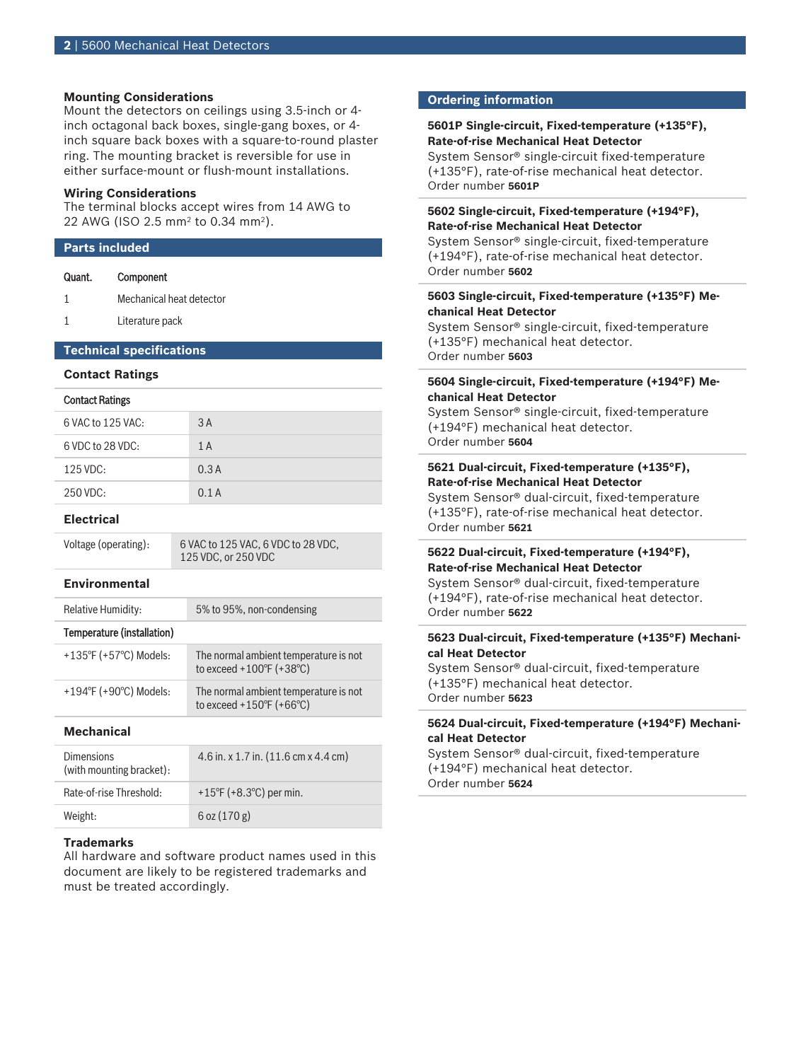### Mounting Considerations

Mount the detectors on ceilings using 3.5-inch or 4-inch octagonal back boxes, single-gang boxes, or 4-inch square back boxes with a square-to-round plaster ring. The mounting bracket is reversible for use in either surface-mount or flush-mount installations.

### Wiring Considerations

The terminal blocks accept wires from 14 AWG to 22 AWG (ISO 2.5 mm$^2$ to 0.34 mm$^2$).

## Parts included

| Quant. | Component |
| --- | --- |
| 1 | Mechanical heat detector |
| 1 | Literature pack |

## Technical specifications

### Contact Ratings

| Contact Ratings | |
| --- | --- |
| 6 VAC to 125 VAC: | 3 A |
| 6 VDC to 28 VDC: | 1 A |
| 125 VDC: | 0.3 A |
| 250 VDC: | 0.1 A |

### Electrical

| | |
| --- | --- |
| Voltage (operating): | 6 VAC to 125 VAC, 6 VDC to 28 VDC, 125 VDC, or 250 VDC |

### Environmental

| | |
| --- | --- |
| Relative Humidity: | 5% to 95%, non-condensing |
| **Temperature (installation)** | |
| +135°F (+57°C) Models: | The normal ambient temperature is not to exceed +100°F (+38°C) |
| +194°F (+90°C) Models: | The normal ambient temperature is not to exceed +150°F (+66°C) |

### Mechanical

| | |
| --- | --- |
| Dimensions (with mounting bracket): | 4.6 in. x 1.7 in. (11.6 cm x 4.4 cm) |
| Rate-of-rise Threshold: | +15°F (+8.3°C) per min. |
| Weight: | 6 oz (170 g) |

### Trademarks

All hardware and software product names used in this document are likely to be registered trademarks and must be treated accordingly.

## Ordering information

**5601P Single-circuit, Fixed-temperature (+135°F), Rate-of-rise Mechanical Heat Detector**
System Sensor® single-circuit fixed-temperature (+135°F), rate-of-rise mechanical heat detector.
Order number **5601P**

**5602 Single-circuit, Fixed-temperature (+194°F), Rate-of-rise Mechanical Heat Detector**
System Sensor® single-circuit, fixed-temperature (+194°F), rate-of-rise mechanical heat detector.
Order number **5602**

**5603 Single-circuit, Fixed-temperature (+135°F) Mechanical Heat Detector**
System Sensor® single-circuit, fixed-temperature (+135°F) mechanical heat detector.
Order number **5603**

**5604 Single-circuit, Fixed-temperature (+194°F) Mechanical Heat Detector**
System Sensor® single-circuit, fixed-temperature (+194°F) mechanical heat detector.
Order number **5604**

**5621 Dual-circuit, Fixed-temperature (+135°F), Rate-of-rise Mechanical Heat Detector**
System Sensor® dual-circuit, fixed-temperature (+135°F), rate-of-rise mechanical heat detector.
Order number **5621**

**5622 Dual-circuit, Fixed-temperature (+194°F), Rate-of-rise Mechanical Heat Detector**
System Sensor® dual-circuit, fixed-temperature (+194°F), rate-of-rise mechanical heat detector.
Order number **5622**

**5623 Dual-circuit, Fixed-temperature (+135°F) Mechanical Heat Detector**
System Sensor® dual-circuit, fixed-temperature (+135°F) mechanical heat detector.
Order number **5623**

**5624 Dual-circuit, Fixed-temperature (+194°F) Mechanical Heat Detector**
System Sensor® dual-circuit, fixed-temperature (+194°F) mechanical heat detector.
Order number **5624**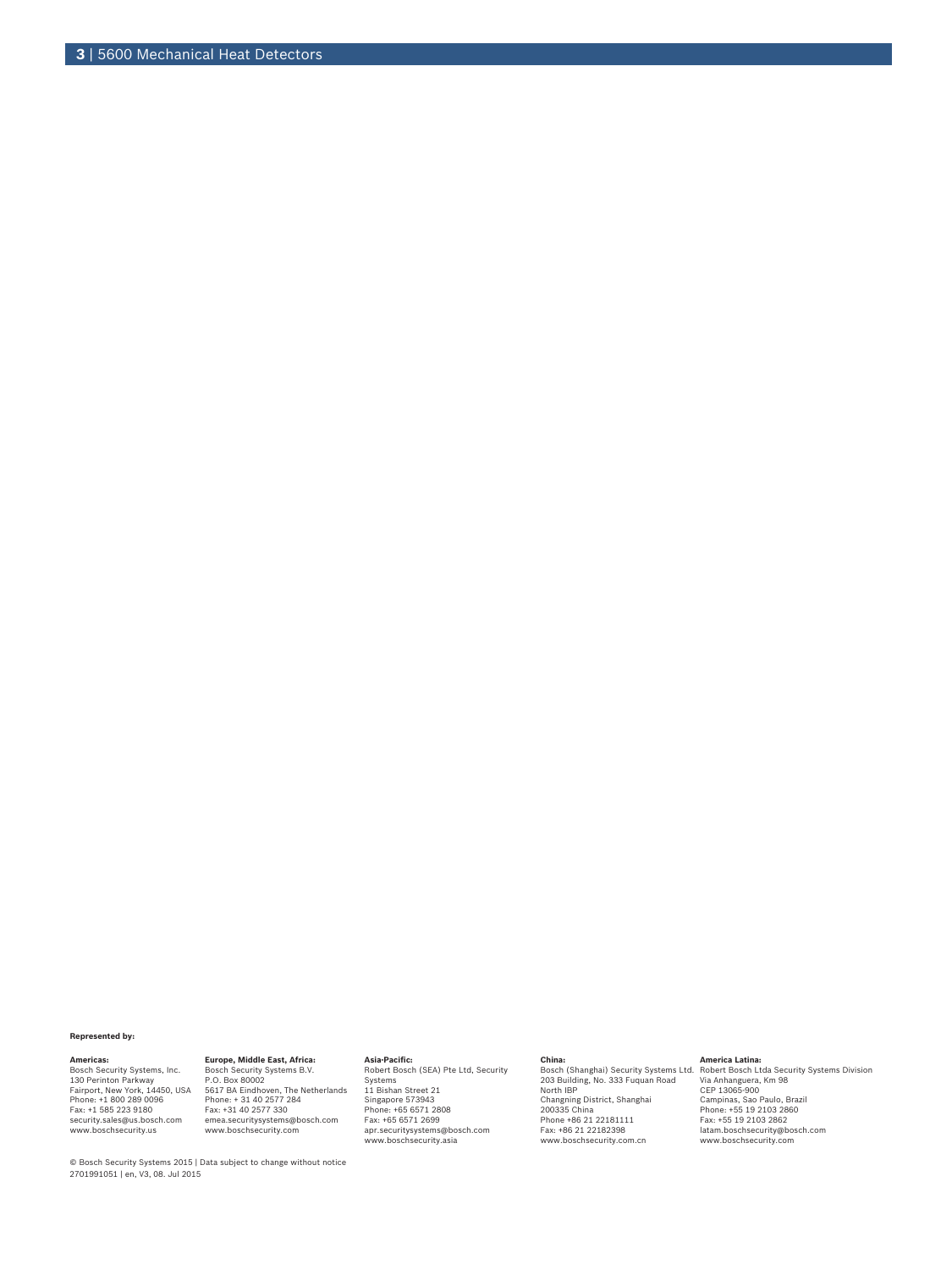**Represented by:**

**Americas:**
Bosch Security Systems, Inc.
130 Perinton Parkway
Fairport, New York, 14450, USA
Phone: +1 800 289 0096
Fax: +1 585 223 9180
security.sales@us.bosch.com
www.boschsecurity.us

**Europe, Middle East, Africa:**
Bosch Security Systems B.V.
P.O. Box 80002
5617 BA Eindhoven, The Netherlands
Phone: + 31 40 2577 284
Fax: +31 40 2577 330
emea.securitysystems@bosch.com
www.boschsecurity.com

**Asia-Pacific:**
Robert Bosch (SEA) Pte Ltd, Security Systems
11 Bishan Street 21
Singapore 573943
Phone: +65 6571 2808
Fax: +65 6571 2699
apr.securitysystems@bosch.com
www.boschsecurity.asia

**China:**
Bosch (Shanghai) Security Systems Ltd.
203 Building, No. 333 Fuquan Road
North IBP
Changning District, Shanghai
200335 China
Phone +86 21 22181111
Fax: +86 21 22182398
www.boschsecurity.com.cn

**America Latina:**
Robert Bosch Ltda Security Systems Division
Via Anhanguera, Km 98
CEP 13065-900
Campinas, Sao Paulo, Brazil
Phone: +55 19 2103 2860
Fax: +55 19 2103 2862
latam.boschsecurity@bosch.com
www.boschsecurity.com

© Bosch Security Systems 2015 | Data subject to change without notice
2701991051 | en, V3, 08. Jul 2015